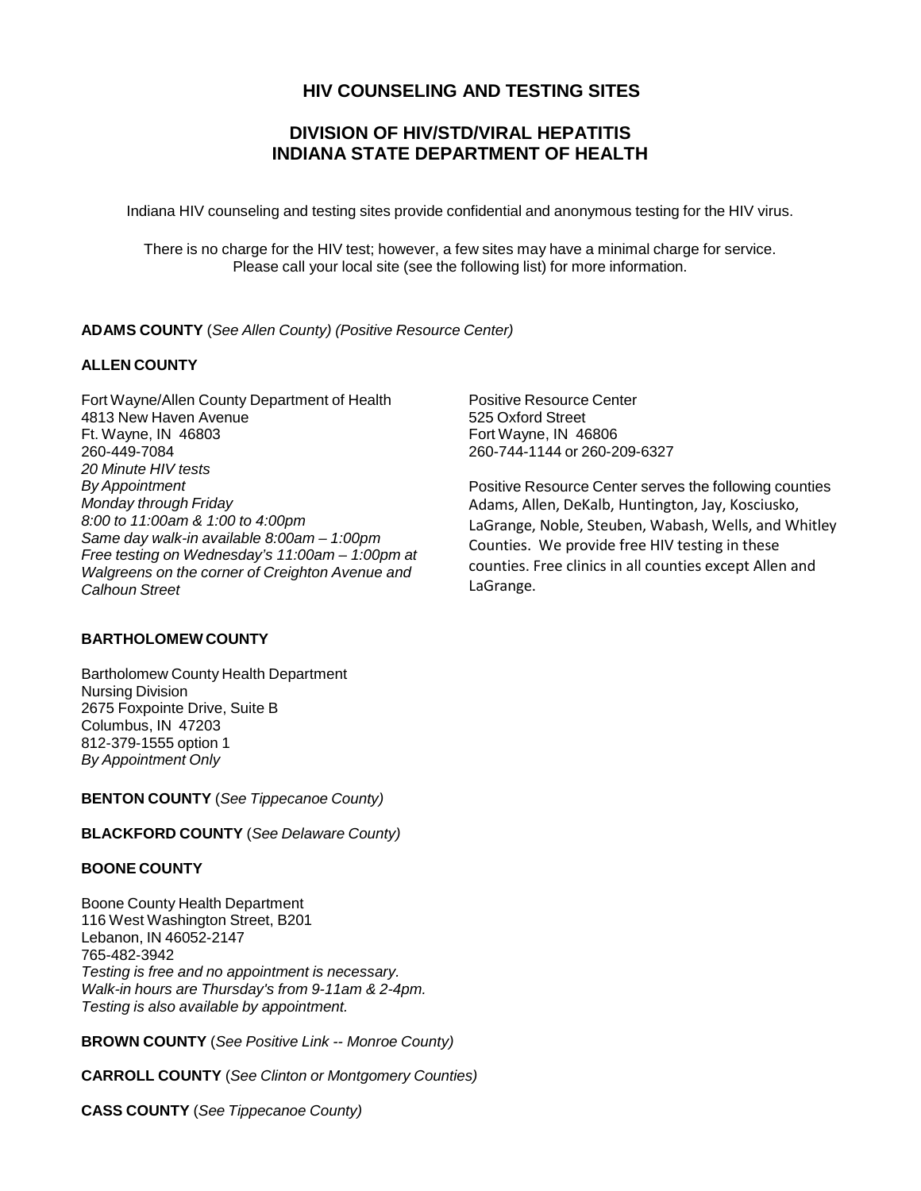# HIV COUNSELING AND TESTING SITES

## DIVISION OF HIV/STD/VIRAL HEPATITIS
## INDIANA STATE DEPARTMENT OF HEALTH

Indiana HIV counseling and testing sites provide confidential and anonymous testing for the HIV virus.

There is no charge for the HIV test; however, a few sites may have a minimal charge for service. Please call your local site (see the following list) for more information.

**ADAMS COUNTY** (*See Allen County) (Positive Resource Center)*

**ALLEN COUNTY**

Fort Wayne/Allen County Department of Health
4813 New Haven Avenue
Ft. Wayne, IN 46803
260-449-7084
*20 Minute HIV tests*
*By Appointment*
*Monday through Friday*
*8:00 to 11:00am & 1:00 to 4:00pm*
*Same day walk-in available 8:00am – 1:00pm*
*Free testing on Wednesday's 11:00am – 1:00pm at Walgreens on the corner of Creighton Avenue and Calhoun Street*

Positive Resource Center
525 Oxford Street
Fort Wayne, IN 46806
260-744-1144 or 260-209-6327

Positive Resource Center serves the following counties Adams, Allen, DeKalb, Huntington, Jay, Kosciusko, LaGrange, Noble, Steuben, Wabash, Wells, and Whitley Counties. We provide free HIV testing in these counties. Free clinics in all counties except Allen and LaGrange.

**BARTHOLOMEW COUNTY**

Bartholomew County Health Department
Nursing Division
2675 Foxpointe Drive, Suite B
Columbus, IN 47203
812-379-1555 option 1
*By Appointment Only*

**BENTON COUNTY** (*See Tippecanoe County)*

**BLACKFORD COUNTY** (*See Delaware County)*

**BOONE COUNTY**

Boone County Health Department
116 West Washington Street, B201
Lebanon, IN 46052-2147
765-482-3942
*Testing is free and no appointment is necessary.*
*Walk-in hours are Thursday's from 9-11am & 2-4pm.*
*Testing is also available by appointment.*

**BROWN COUNTY** (*See Positive Link -- Monroe County)*

**CARROLL COUNTY** (*See Clinton or Montgomery Counties)*

**CASS COUNTY** (*See Tippecanoe County)*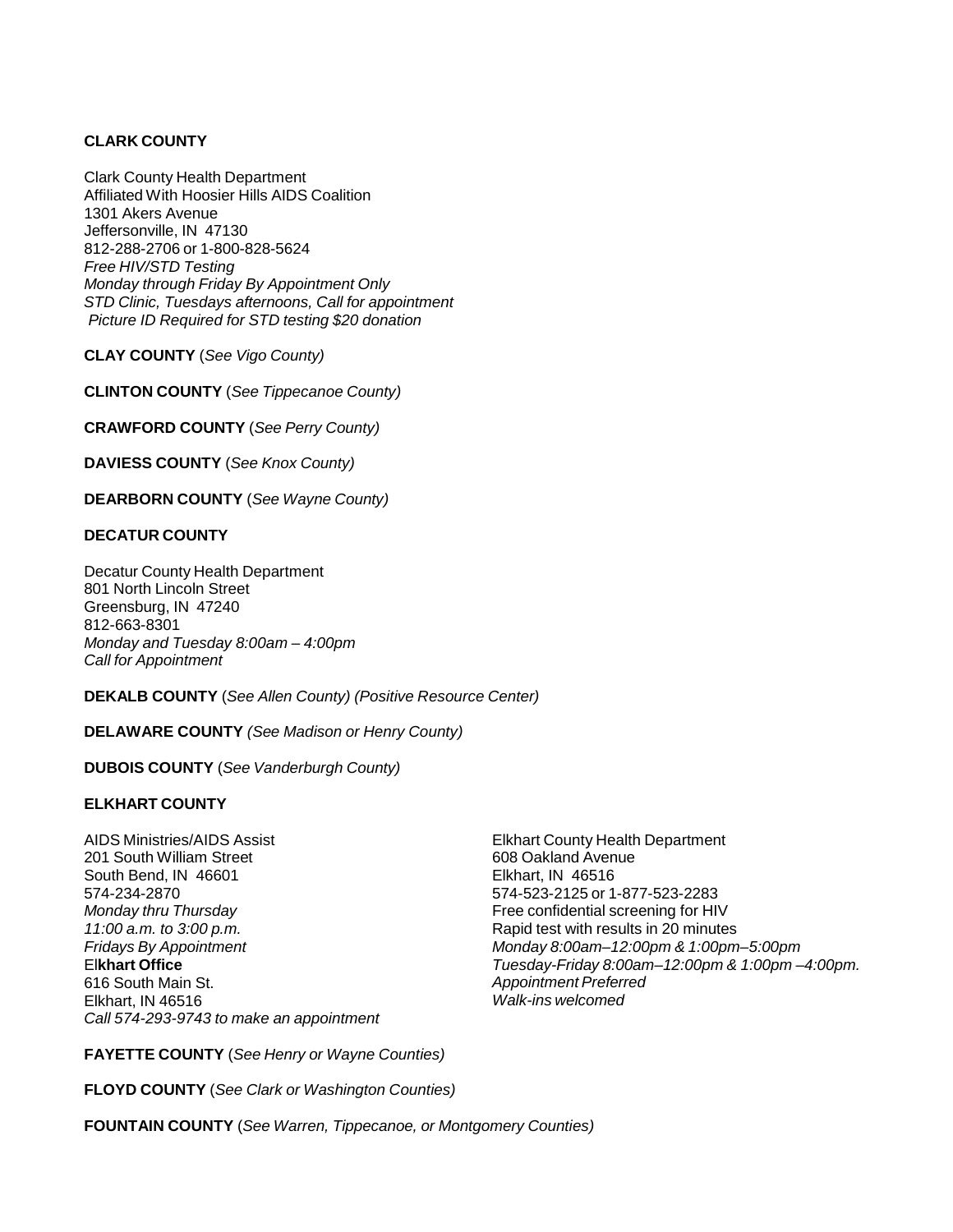**CLARK COUNTY**

Clark County Health Department
Affiliated With Hoosier Hills AIDS Coalition
1301 Akers Avenue
Jeffersonville, IN 47130
812-288-2706 or 1-800-828-5624
*Free HIV/STD Testing*
*Monday through Friday By Appointment Only*
*STD Clinic, Tuesdays afternoons, Call for appointment*
*Picture ID Required for STD testing $20 donation*

**CLAY COUNTY** (*See Vigo County)*

**CLINTON COUNTY** (*See Tippecanoe County)*

**CRAWFORD COUNTY** (*See Perry County)*

**DAVIESS COUNTY** (*See Knox County)*

**DEARBORN COUNTY** (*See Wayne County)*

**DECATUR COUNTY**

Decatur County Health Department
801 North Lincoln Street
Greensburg, IN 47240
812-663-8301
*Monday and Tuesday 8:00am – 4:00pm*
*Call for Appointment*

**DEKALB COUNTY** (*See Allen County) (Positive Resource Center)*

**DELAWARE COUNTY** *(See Madison or Henry County)*

**DUBOIS COUNTY** (*See Vanderburgh County)*

**ELKHART COUNTY**

AIDS Ministries/AIDS Assist
201 South William Street
South Bend, IN 46601
574-234-2870
*Monday thru Thursday*
*11:00 a.m. to 3:00 p.m.*
*Fridays By Appointment*
El**khart Office**
616 South Main St.
Elkhart, IN 46516
*Call 574-293-9743 to make an appointment*

Elkhart County Health Department
608 Oakland Avenue
Elkhart, IN 46516
574-523-2125 or 1-877-523-2283
Free confidential screening for HIV
Rapid test with results in 20 minutes
*Monday 8:00am–12:00pm & 1:00pm–5:00pm*
*Tuesday-Friday 8:00am–12:00pm & 1:00pm –4:00pm.*
*Appointment Preferred*
*Walk-ins welcomed*

**FAYETTE COUNTY** (*See Henry or Wayne Counties)*

**FLOYD COUNTY** (*See Clark or Washington Counties)*

**FOUNTAIN COUNTY** (*See Warren, Tippecanoe, or Montgomery Counties)*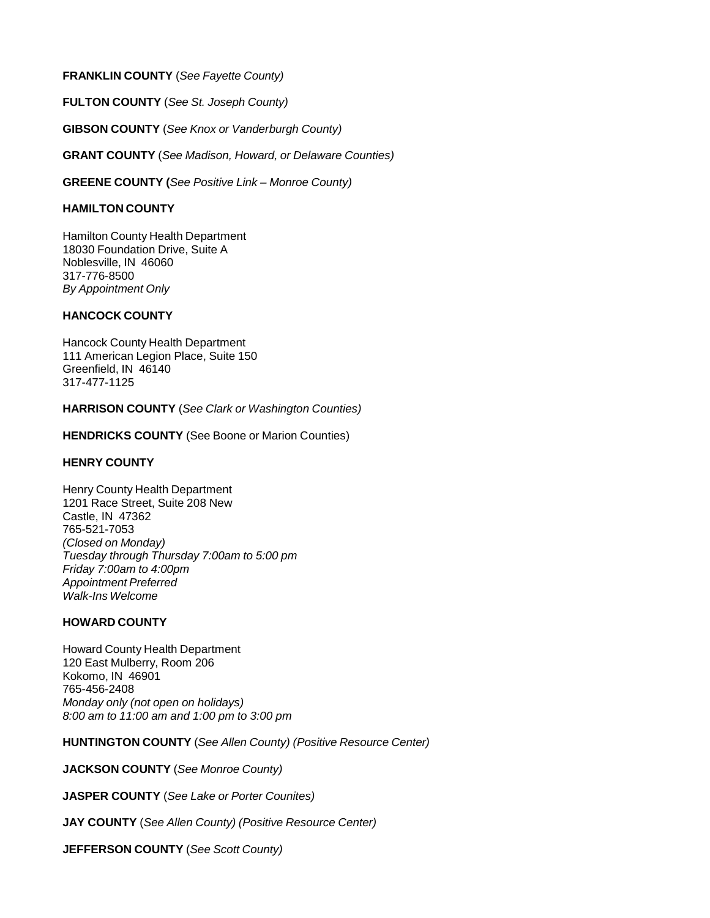**FRANKLIN COUNTY** (*See Fayette County)*

**FULTON COUNTY** (*See St. Joseph County)*

**GIBSON COUNTY** (*See Knox or Vanderburgh County)*

**GRANT COUNTY** (*See Madison, Howard, or Delaware Counties)*

**GREENE COUNTY (***See Positive Link – Monroe County)*

**HAMILTON COUNTY**

Hamilton County Health Department
18030 Foundation Drive, Suite A
Noblesville, IN 46060
317-776-8500
*By Appointment Only*

**HANCOCK COUNTY**

Hancock County Health Department
111 American Legion Place, Suite 150
Greenfield, IN 46140
317-477-1125

**HARRISON COUNTY** (*See Clark or Washington Counties)*

**HENDRICKS COUNTY** (See Boone or Marion Counties)

**HENRY COUNTY**

Henry County Health Department
1201 Race Street, Suite 208 New
Castle, IN 47362
765-521-7053
*(Closed on Monday)*
*Tuesday through Thursday 7:00am to 5:00 pm*
*Friday 7:00am to 4:00pm*
*Appointment Preferred*
*Walk-Ins Welcome*

**HOWARD COUNTY**

Howard County Health Department
120 East Mulberry, Room 206
Kokomo, IN 46901
765-456-2408
*Monday only (not open on holidays)*
*8:00 am to 11:00 am and 1:00 pm to 3:00 pm*

**HUNTINGTON COUNTY** (*See Allen County) (Positive Resource Center)*

**JACKSON COUNTY** (*See Monroe County)*

**JASPER COUNTY** (*See Lake or Porter Counites)*

**JAY COUNTY** (*See Allen County) (Positive Resource Center)*

**JEFFERSON COUNTY** (*See Scott County)*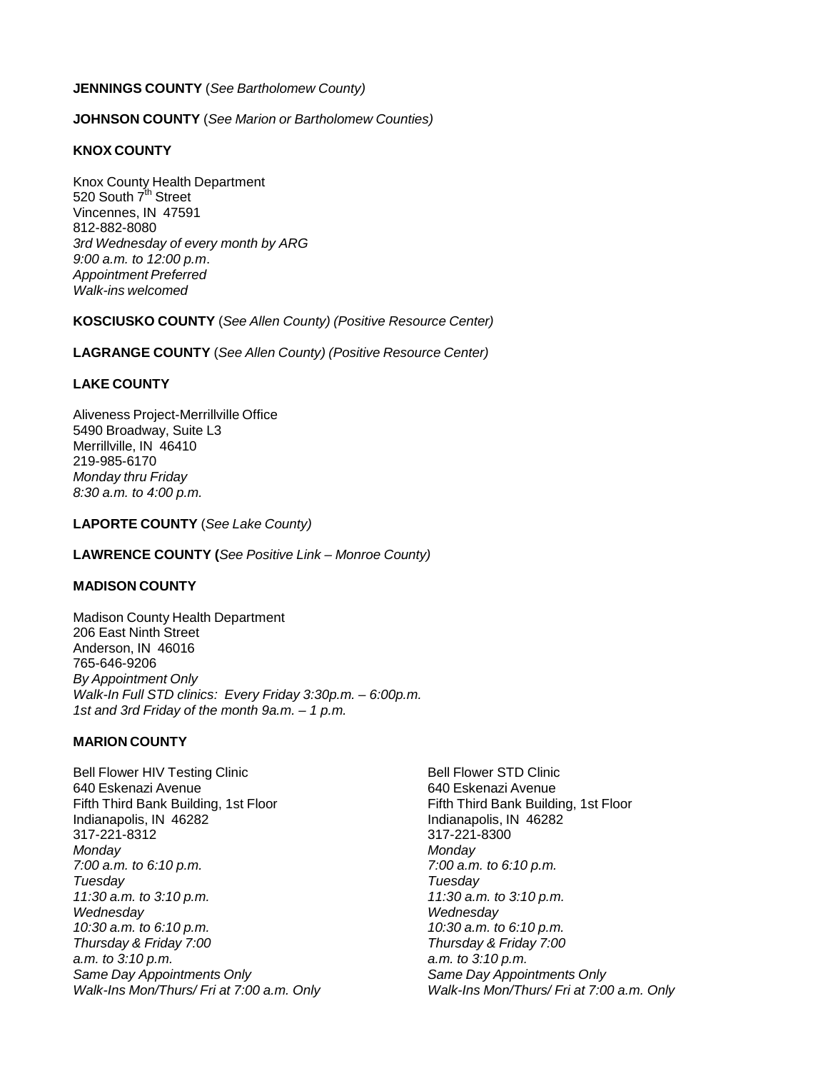**JENNINGS COUNTY** (*See Bartholomew County)*

**JOHNSON COUNTY** (*See Marion or Bartholomew Counties)*

**KNOX COUNTY**

Knox County Health Department
520 South 7th Street
Vincennes, IN 47591
812-882-8080
*3rd Wednesday of every month by ARG*
*9:00 a.m. to 12:00 p.m.*
*Appointment Preferred*
*Walk-ins welcomed*

**KOSCIUSKO COUNTY** (*See Allen County) (Positive Resource Center)*

**LAGRANGE COUNTY** (*See Allen County) (Positive Resource Center)*

**LAKE COUNTY**

Aliveness Project-Merrillville Office
5490 Broadway, Suite L3
Merrillville, IN 46410
219-985-6170
*Monday thru Friday*
*8:30 a.m. to 4:00 p.m.*

**LAPORTE COUNTY** (*See Lake County)*

**LAWRENCE COUNTY (***See Positive Link – Monroe County)*

**MADISON COUNTY**

Madison County Health Department
206 East Ninth Street
Anderson, IN 46016
765-646-9206
*By Appointment Only*
*Walk-In Full STD clinics: Every Friday 3:30p.m. – 6:00p.m.*
*1st and 3rd Friday of the month 9a.m. – 1 p.m.*

**MARION COUNTY**

Bell Flower HIV Testing Clinic
640 Eskenazi Avenue
Fifth Third Bank Building, 1st Floor
Indianapolis, IN 46282
317-221-8312
*Monday*
*7:00 a.m. to 6:10 p.m.*
*Tuesday*
*11:30 a.m. to 3:10 p.m.*
*Wednesday*
*10:30 a.m. to 6:10 p.m.*
*Thursday & Friday 7:00 a.m. to 3:10 p.m.*
*Same Day Appointments Only*
*Walk-Ins Mon/Thurs/ Fri at 7:00 a.m. Only*

Bell Flower STD Clinic
640 Eskenazi Avenue
Fifth Third Bank Building, 1st Floor
Indianapolis, IN 46282
317-221-8300
*Monday*
*7:00 a.m. to 6:10 p.m.*
*Tuesday*
*11:30 a.m. to 3:10 p.m.*
*Wednesday*
*10:30 a.m. to 6:10 p.m.*
*Thursday & Friday 7:00 a.m. to 3:10 p.m.*
*Same Day Appointments Only*
*Walk-Ins Mon/Thurs/ Fri at 7:00 a.m. Only*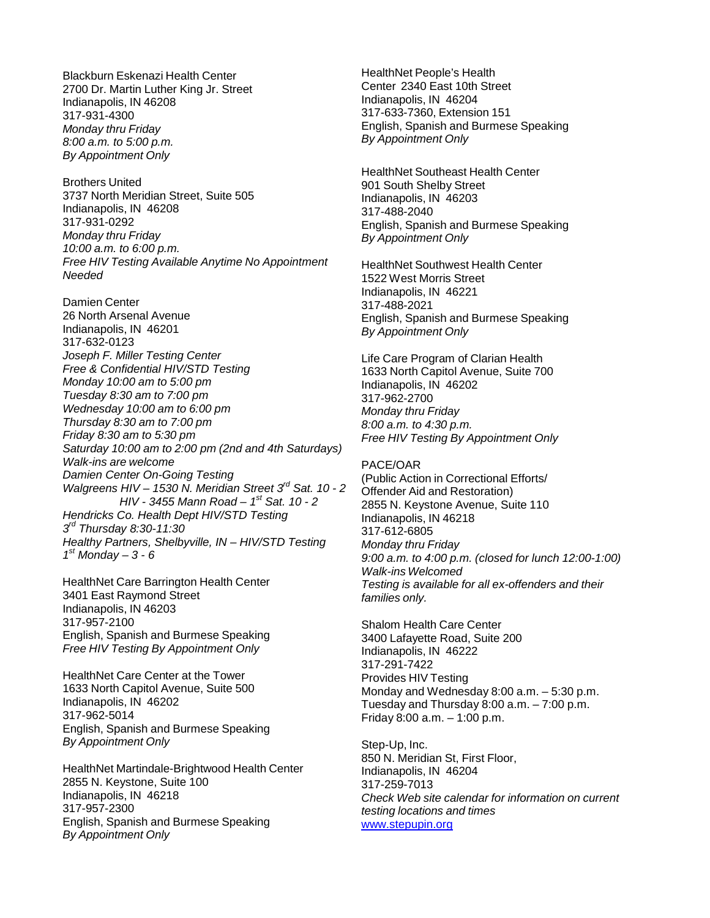Blackburn Eskenazi Health Center
2700 Dr. Martin Luther King Jr. Street
Indianapolis, IN 46208
317-931-4300
*Monday thru Friday*
*8:00 a.m. to 5:00 p.m.*
*By Appointment Only*

Brothers United
3737 North Meridian Street, Suite 505
Indianapolis, IN 46208
317-931-0292
*Monday thru Friday*
*10:00 a.m. to 6:00 p.m.*
*Free HIV Testing Available Anytime No Appointment Needed*

Damien Center
26 North Arsenal Avenue
Indianapolis, IN 46201
317-632-0123
*Joseph F. Miller Testing Center*
*Free & Confidential HIV/STD Testing*
*Monday 10:00 am to 5:00 pm*
*Tuesday 8:30 am to 7:00 pm*
*Wednesday 10:00 am to 6:00 pm*
*Thursday 8:30 am to 7:00 pm*
*Friday 8:30 am to 5:30 pm*
*Saturday 10:00 am to 2:00 pm (2nd and 4th Saturdays)*
*Walk-ins are welcome*
*Damien Center On-Going Testing*
*Walgreens HIV – 1530 N. Meridian Street 3rd Sat. 10 - 2*
*HIV - 3455 Mann Road – 1st Sat. 10 - 2*
*Hendricks Co. Health Dept HIV/STD Testing*
*3rd Thursday 8:30-11:30*
*Healthy Partners, Shelbyville, IN – HIV/STD Testing*
*1st Monday – 3 - 6*

HealthNet Care Barrington Health Center
3401 East Raymond Street
Indianapolis, IN 46203
317-957-2100
English, Spanish and Burmese Speaking
*Free HIV Testing By Appointment Only*

HealthNet Care Center at the Tower
1633 North Capitol Avenue, Suite 500
Indianapolis, IN 46202
317-962-5014
English, Spanish and Burmese Speaking
*By Appointment Only*

HealthNet Martindale-Brightwood Health Center
2855 N. Keystone, Suite 100
Indianapolis, IN 46218
317-957-2300
English, Spanish and Burmese Speaking
*By Appointment Only*

HealthNet People's Health Center 2340 East 10th Street
Indianapolis, IN 46204
317-633-7360, Extension 151
English, Spanish and Burmese Speaking
*By Appointment Only*

HealthNet Southeast Health Center
901 South Shelby Street
Indianapolis, IN 46203
317-488-2040
English, Spanish and Burmese Speaking
*By Appointment Only*

HealthNet Southwest Health Center
1522 West Morris Street
Indianapolis, IN 46221
317-488-2021
English, Spanish and Burmese Speaking
*By Appointment Only*

Life Care Program of Clarian Health
1633 North Capitol Avenue, Suite 700
Indianapolis, IN 46202
317-962-2700
*Monday thru Friday*
*8:00 a.m. to 4:30 p.m.*
*Free HIV Testing By Appointment Only*

PACE/OAR
(Public Action in Correctional Efforts/ Offender Aid and Restoration)
2855 N. Keystone Avenue, Suite 110
Indianapolis, IN 46218
317-612-6805
*Monday thru Friday*
*9:00 a.m. to 4:00 p.m. (closed for lunch 12:00-1:00)*
*Walk-ins Welcomed*
*Testing is available for all ex-offenders and their families only.*

Shalom Health Care Center
3400 Lafayette Road, Suite 200
Indianapolis, IN 46222
317-291-7422
Provides HIV Testing
Monday and Wednesday 8:00 a.m. – 5:30 p.m.
Tuesday and Thursday 8:00 a.m. – 7:00 p.m.
Friday 8:00 a.m. – 1:00 p.m.

Step-Up, Inc.
850 N. Meridian St, First Floor,
Indianapolis, IN 46204
317-259-7013
*Check Web site calendar for information on current testing locations and times*
[www.stepupin.org](http://www.stepupin.org)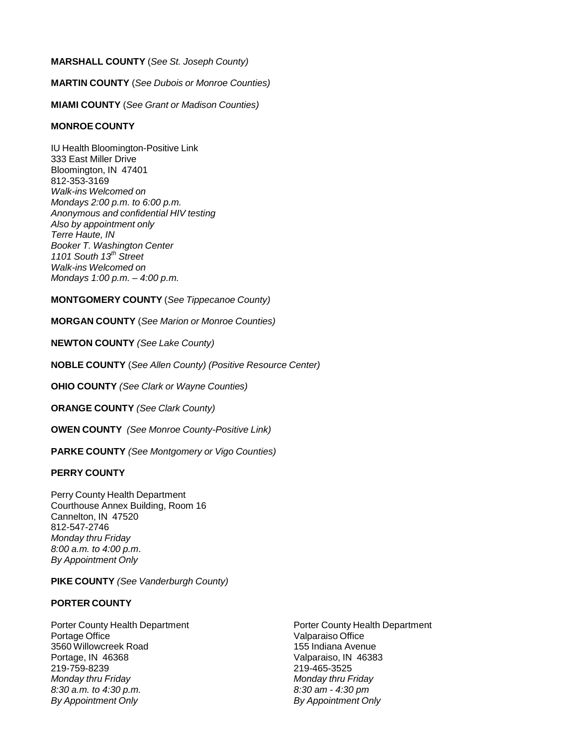**MARSHALL COUNTY** (*See St. Joseph County)*

**MARTIN COUNTY** (*See Dubois or Monroe Counties)*

**MIAMI COUNTY** (*See Grant or Madison Counties)*

**MONROE COUNTY**

IU Health Bloomington-Positive Link
333 East Miller Drive
Bloomington, IN 47401
812-353-3169
*Walk-ins Welcomed on*
*Mondays 2:00 p.m. to 6:00 p.m.*
*Anonymous and confidential HIV testing*
*Also by appointment only*
*Terre Haute, IN*
*Booker T. Washington Center*
*1101 South 13th Street*
*Walk-ins Welcomed on*
*Mondays 1:00 p.m. – 4:00 p.m.*

**MONTGOMERY COUNTY** (*See Tippecanoe County)*

**MORGAN COUNTY** (*See Marion or Monroe Counties)*

**NEWTON COUNTY** *(See Lake County)*

**NOBLE COUNTY** (*See Allen County) (Positive Resource Center)*

**OHIO COUNTY** *(See Clark or Wayne Counties)*

**ORANGE COUNTY** *(See Clark County)*

**OWEN COUNTY** *(See Monroe County-Positive Link)*

**PARKE COUNTY** *(See Montgomery or Vigo Counties)*

**PERRY COUNTY**

Perry County Health Department
Courthouse Annex Building, Room 16
Cannelton, IN 47520
812-547-2746
*Monday thru Friday*
*8:00 a.m. to 4:00 p.m.*
*By Appointment Only*

**PIKE COUNTY** *(See Vanderburgh County)*

**PORTER COUNTY**

Porter County Health Department
Portage Office
3560 Willowcreek Road
Portage, IN 46368
219-759-8239
*Monday thru Friday*
*8:30 a.m. to 4:30 p.m.*
*By Appointment Only*

Porter County Health Department
Valparaiso Office
155 Indiana Avenue
Valparaiso, IN 46383
219-465-3525
*Monday thru Friday*
*8:30 am - 4:30 pm*
*By Appointment Only*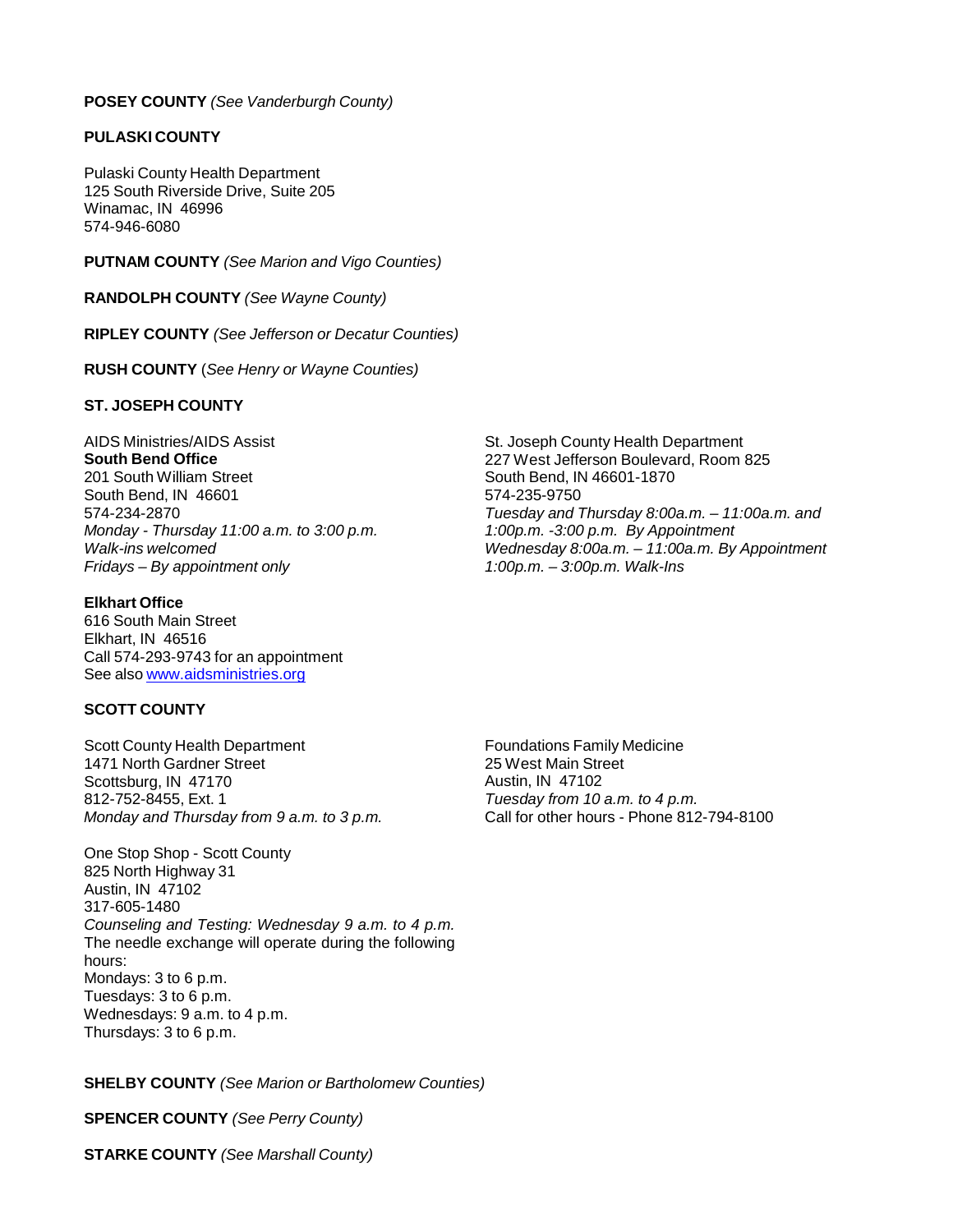**POSEY COUNTY** *(See Vanderburgh County)*

**PULASKI COUNTY**

Pulaski County Health Department
125 South Riverside Drive, Suite 205
Winamac, IN 46996
574-946-6080

**PUTNAM COUNTY** *(See Marion and Vigo Counties)*

**RANDOLPH COUNTY** *(See Wayne County)*

**RIPLEY COUNTY** *(See Jefferson or Decatur Counties)*

**RUSH COUNTY** (*See Henry or Wayne Counties)*

**ST. JOSEPH COUNTY**

AIDS Ministries/AIDS Assist
**South Bend Office**
201 South William Street
South Bend, IN 46601
574-234-2870
*Monday - Thursday 11:00 a.m. to 3:00 p.m.*
*Walk-ins welcomed*
*Fridays – By appointment only*

**Elkhart Office**
616 South Main Street
Elkhart, IN 46516
Call 574-293-9743 for an appointment
See also [www.aidsministries.org](http://www.aidsministries.org)

St. Joseph County Health Department
227 West Jefferson Boulevard, Room 825
South Bend, IN 46601-1870
574-235-9750
*Tuesday and Thursday 8:00a.m. – 11:00a.m. and 1:00p.m. -3:00 p.m. By Appointment*
*Wednesday 8:00a.m. – 11:00a.m. By Appointment 1:00p.m. – 3:00p.m. Walk-Ins*

**SCOTT COUNTY**

Scott County Health Department
1471 North Gardner Street
Scottsburg, IN 47170
812-752-8455, Ext. 1
*Monday and Thursday from 9 a.m. to 3 p.m.*

One Stop Shop - Scott County
825 North Highway 31
Austin, IN 47102
317-605-1480
*Counseling and Testing: Wednesday 9 a.m. to 4 p.m.*
The needle exchange will operate during the following hours:
Mondays: 3 to 6 p.m.
Tuesdays: 3 to 6 p.m.
Wednesdays: 9 a.m. to 4 p.m.
Thursdays: 3 to 6 p.m.

Foundations Family Medicine
25 West Main Street
Austin, IN 47102
*Tuesday from 10 a.m. to 4 p.m.*
Call for other hours - Phone 812-794-8100

**SHELBY COUNTY** *(See Marion or Bartholomew Counties)*

**SPENCER COUNTY** *(See Perry County)*

**STARKE COUNTY** *(See Marshall County)*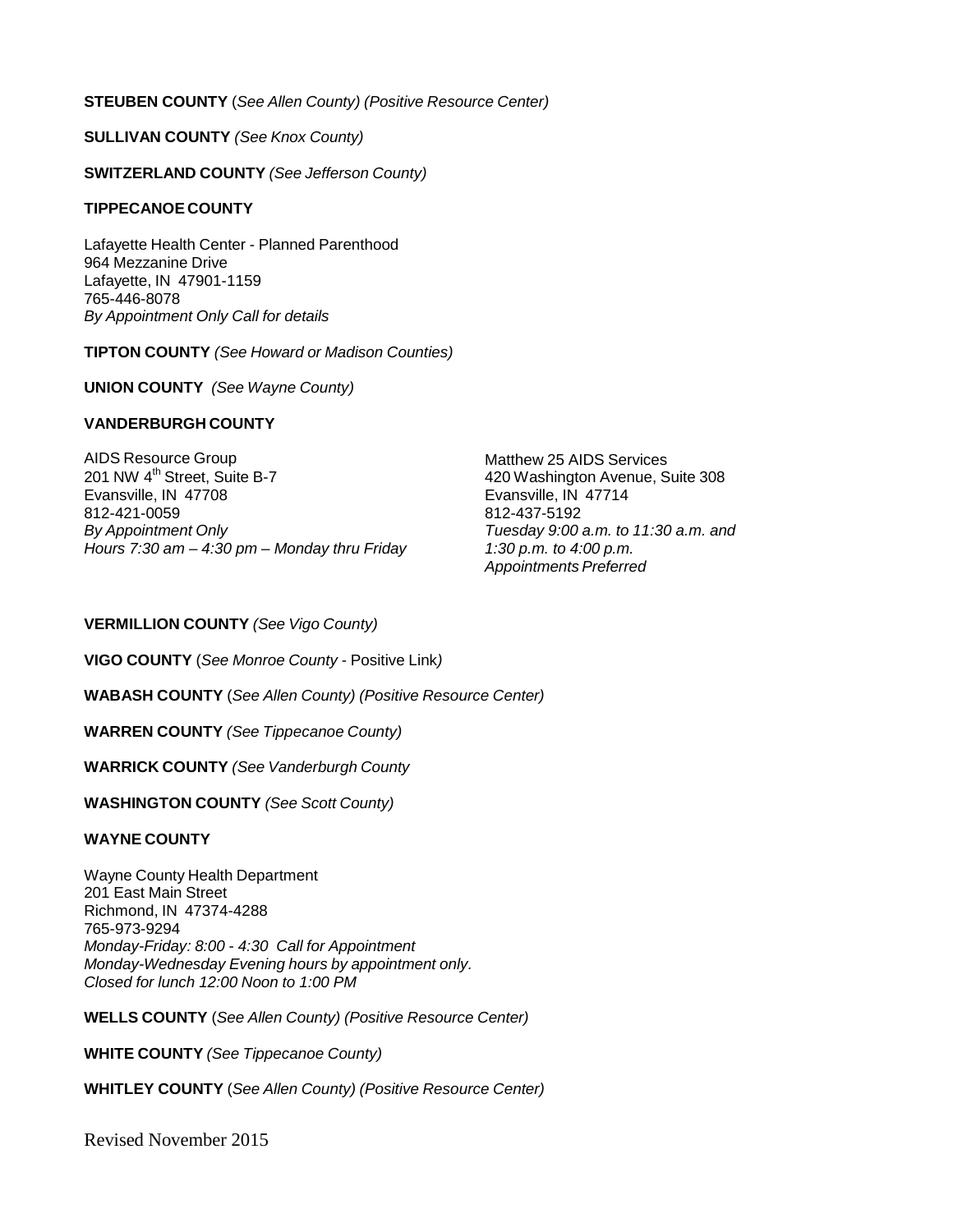**STEUBEN COUNTY** (*See Allen County) (Positive Resource Center)*

**SULLIVAN COUNTY** *(See Knox County)*

**SWITZERLAND COUNTY** *(See Jefferson County)*

**TIPPECANOE COUNTY**

Lafayette Health Center - Planned Parenthood
964 Mezzanine Drive
Lafayette, IN 47901-1159
765-446-8078
*By Appointment Only Call for details*

**TIPTON COUNTY** *(See Howard or Madison Counties)*

**UNION COUNTY** *(See Wayne County)*

**VANDERBURGH COUNTY**

AIDS Resource Group
201 NW 4th Street, Suite B-7
Evansville, IN 47708
812-421-0059
*By Appointment Only*
*Hours 7:30 am – 4:30 pm – Monday thru Friday*

Matthew 25 AIDS Services
420 Washington Avenue, Suite 308
Evansville, IN 47714
812-437-5192
*Tuesday 9:00 a.m. to 11:30 a.m. and 1:30 p.m. to 4:00 p.m.*
*Appointments Preferred*

**VERMILLION COUNTY** *(See Vigo County)*

**VIGO COUNTY** (*See Monroe County* - Positive Link*)*

**WABASH COUNTY** (*See Allen County) (Positive Resource Center)*

**WARREN COUNTY** *(See Tippecanoe County)*

**WARRICK COUNTY** *(See Vanderburgh County*

**WASHINGTON COUNTY** *(See Scott County)*

**WAYNE COUNTY**

Wayne County Health Department
201 East Main Street
Richmond, IN 47374-4288
765-973-9294
*Monday-Friday: 8:00 - 4:30 Call for Appointment*
*Monday-Wednesday Evening hours by appointment only.*
*Closed for lunch 12:00 Noon to 1:00 PM*

**WELLS COUNTY** (*See Allen County) (Positive Resource Center)*

**WHITE COUNTY** *(See Tippecanoe County)*

**WHITLEY COUNTY** (*See Allen County) (Positive Resource Center)*

Revised November 2015